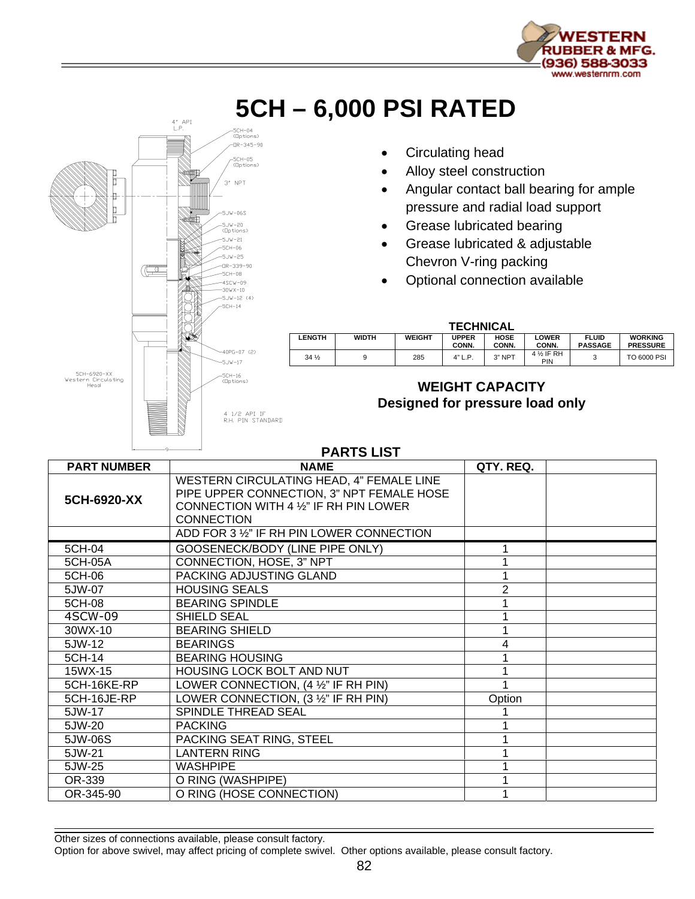# 5CH – 6,000 PSI RATED

- Circulating head
- Alloy steel construction
- Angular contact ball bearing for ample pressure and radial load support
- Grease lubricated bearing
- Grease lubricated & adjustable Chevron V-ring packing
- Optional connection available

4" API L.P.
5CH-04 (Options)
OR-345-90
5CH-05 (Options)
3" NPT
5JW-06S
5JW-20 (Options)
5JW-21
5CH-06
5JW-25
OR-339-90
5CH-08
4SCW-09
30WX-10
5JW-12 (4)
5CH-14
40PG-07 (2)
5JW-17
5CH-16 (Options)
4 1/2 API IF R.H. PIN STANDARD
5CH-6920-XX Western Circulating Head
9

### TECHNICAL

| LENGTH | WIDTH | WEIGHT | UPPER CONN. | HOSE CONN. | LOWER CONN. | FLUID PASSAGE | WORKING PRESSURE |
|---|---|---|---|---|---|---|---|
| 34 ½ | 9 | 285 | 4" L.P. | 3" NPT | 4 ½ IF RH PIN | 3 | TO 6000 PSI |

### WEIGHT CAPACITY
**Designed for pressure load only**

### PARTS LIST

| PART NUMBER | NAME | QTY. REQ. | |
|---|---|---|---|
| **5CH-6920-XX** | WESTERN CIRCULATING HEAD, 4" FEMALE LINE PIPE UPPER CONNECTION, 3" NPT FEMALE HOSE CONNECTION WITH 4 ½" IF RH PIN LOWER CONNECTION | | |
| | ADD FOR 3 ½" IF RH PIN LOWER CONNECTION | | |
| 5CH-04 | GOOSENECK/BODY (LINE PIPE ONLY) | 1 | |
| 5CH-05A | CONNECTION, HOSE, 3" NPT | 1 | |
| 5CH-06 | PACKING ADJUSTING GLAND | 1 | |
| 5JW-07 | HOUSING SEALS | 2 | |
| 5CH-08 | BEARING SPINDLE | 1 | |
| 4SCW-09 | SHIELD SEAL | 1 | |
| 30WX-10 | BEARING SHIELD | 1 | |
| 5JW-12 | BEARINGS | 4 | |
| 5CH-14 | BEARING HOUSING | 1 | |
| 15WX-15 | HOUSING LOCK BOLT AND NUT | 1 | |
| 5CH-16KE-RP | LOWER CONNECTION, (4 ½" IF RH PIN) | 1 | |
| 5CH-16JE-RP | LOWER CONNECTION, (3 ½" IF RH PIN) | Option | |
| 5JW-17 | SPINDLE THREAD SEAL | 1 | |
| 5JW-20 | PACKING | 1 | |
| 5JW-06S | PACKING SEAT RING, STEEL | 1 | |
| 5JW-21 | LANTERN RING | 1 | |
| 5JW-25 | WASHPIPE | 1 | |
| OR-339 | O RING (WASHPIPE) | 1 | |
| OR-345-90 | O RING (HOSE CONNECTION) | 1 | |

Other sizes of connections available, please consult factory.
Option for above swivel, may affect pricing of complete swivel. Other options available, please consult factory.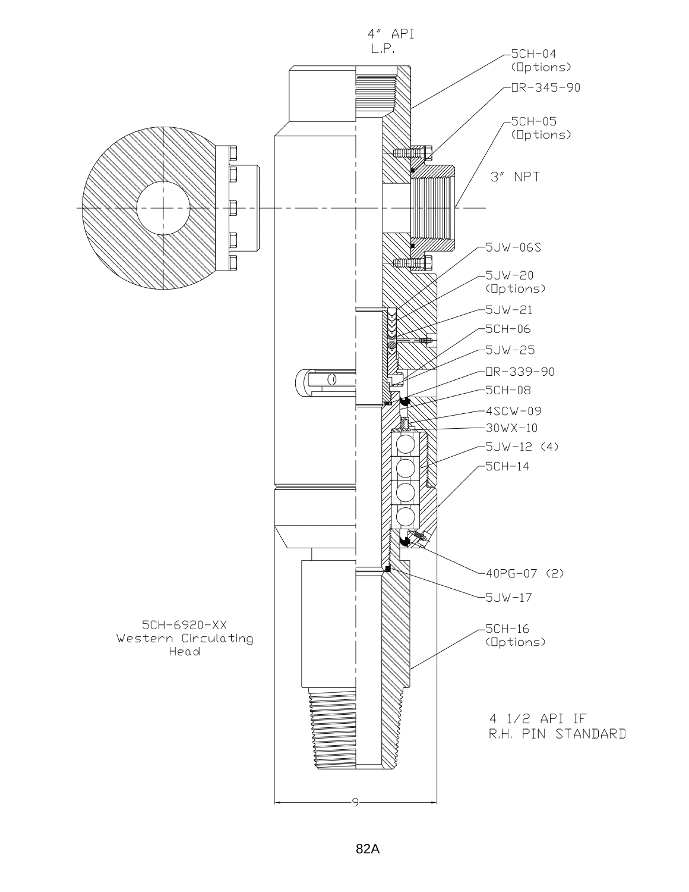4" API
L.P.

5CH-04
(Options)

OR-345-90

5CH-05
(Options)

3" NPT

5JW-06S

5JW-20
(Options)

5JW-21

5CH-06

5JW-25

OR-339-90

5CH-08

4SCW-09

30WX-10

5JW-12 (4)

5CH-14

40PG-07 (2)

5JW-17

5CH-16
(Options)

5CH-6920-XX
Western Circulating
Head

4 1/2 API IF
R.H. PIN STANDARD

9

82A